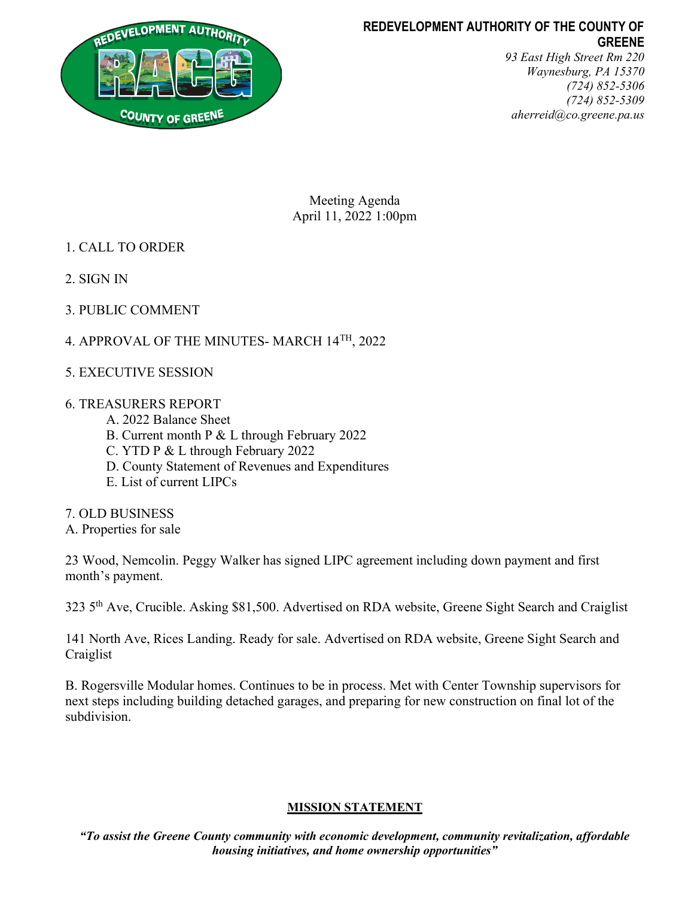# REDEVELOPMENT AUTHORITY OF THE COUNTY OF GREENE

*93 East High Street Rm 220*
*Waynesburg, PA 15370*
*(724) 852-5306*
*(724) 852-5309*
*aherreid@co.greene.pa.us*

Meeting Agenda
April 11, 2022 1:00pm

1. CALL TO ORDER

2. SIGN IN

3. PUBLIC COMMENT

4. APPROVAL OF THE MINUTES- MARCH 14TH, 2022

5. EXECUTIVE SESSION

6. TREASURERS REPORT
   - A. 2022 Balance Sheet
   - B. Current month P & L through February 2022
   - C. YTD P & L through February 2022
   - D. County Statement of Revenues and Expenditures
   - E. List of current LIPCs

7. OLD BUSINESS

A. Properties for sale

23 Wood, Nemcolin. Peggy Walker has signed LIPC agreement including down payment and first month's payment.

323 5th Ave, Crucible. Asking $81,500. Advertised on RDA website, Greene Sight Search and Craigslist

141 North Ave, Rices Landing. Ready for sale. Advertised on RDA website, Greene Sight Search and Craiglist

B. Rogersville Modular homes. Continues to be in process. Met with Center Township supervisors for next steps including building detached garages, and preparing for new construction on final lot of the subdivision.

**MISSION STATEMENT**

***"To assist the Greene County community with economic development, community revitalization, affordable housing initiatives, and home ownership opportunities"***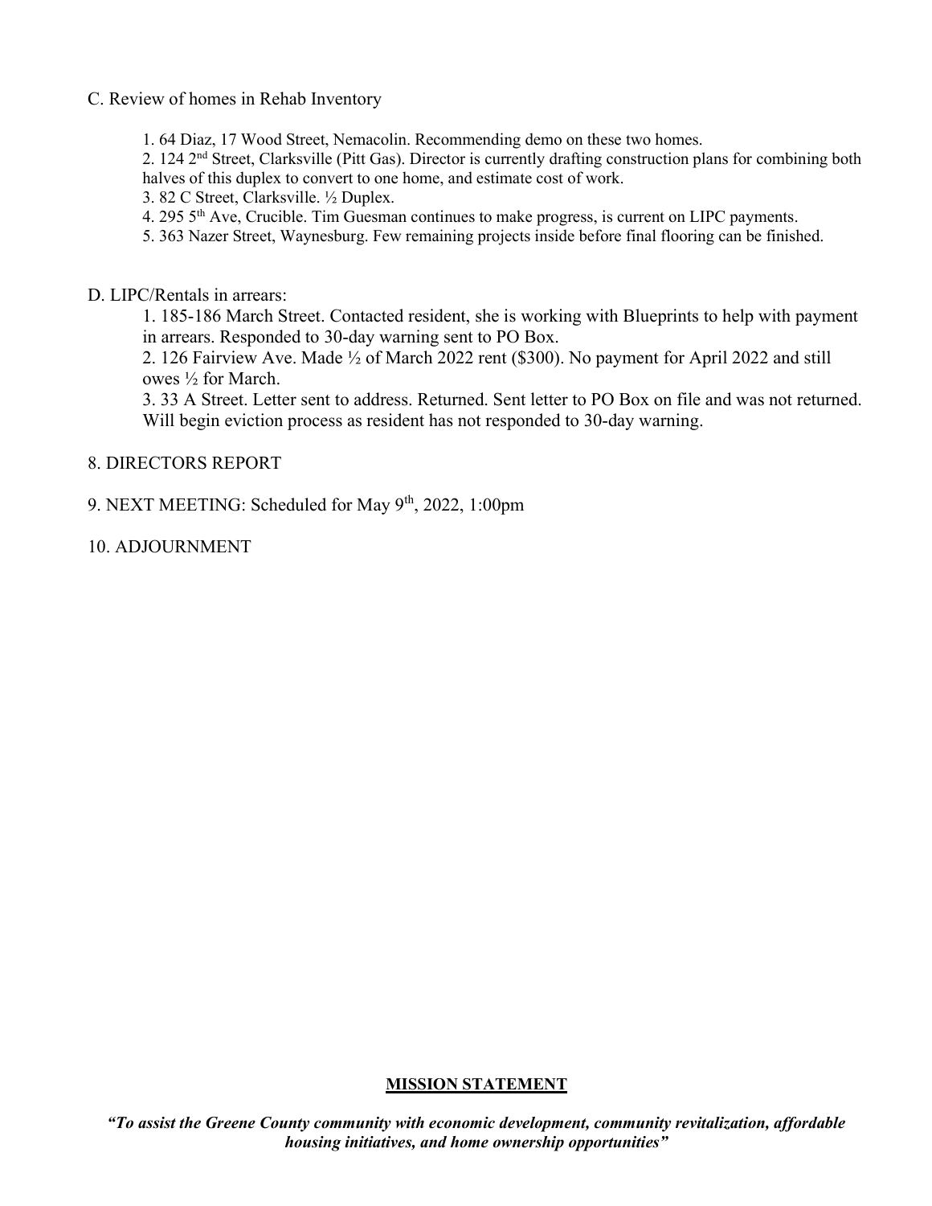C. Review of homes in Rehab Inventory

1. 64 Diaz, 17 Wood Street, Nemacolin. Recommending demo on these two homes.
2. 124 2nd Street, Clarksville (Pitt Gas). Director is currently drafting construction plans for combining both halves of this duplex to convert to one home, and estimate cost of work.
3. 82 C Street, Clarksville. ½ Duplex.
4. 295 5th Ave, Crucible. Tim Guesman continues to make progress, is current on LIPC payments.
5. 363 Nazer Street, Waynesburg. Few remaining projects inside before final flooring can be finished.

D. LIPC/Rentals in arrears:

1. 185-186 March Street. Contacted resident, she is working with Blueprints to help with payment in arrears. Responded to 30-day warning sent to PO Box.
2. 126 Fairview Ave. Made ½ of March 2022 rent ($300). No payment for April 2022 and still owes ½ for March.
3. 33 A Street. Letter sent to address. Returned. Sent letter to PO Box on file and was not returned. Will begin eviction process as resident has not responded to 30-day warning.

8. DIRECTORS REPORT

9. NEXT MEETING: Scheduled for May 9th, 2022, 1:00pm

10. ADJOURNMENT

**MISSION STATEMENT**

***"To assist the Greene County community with economic development, community revitalization, affordable housing initiatives, and home ownership opportunities"***